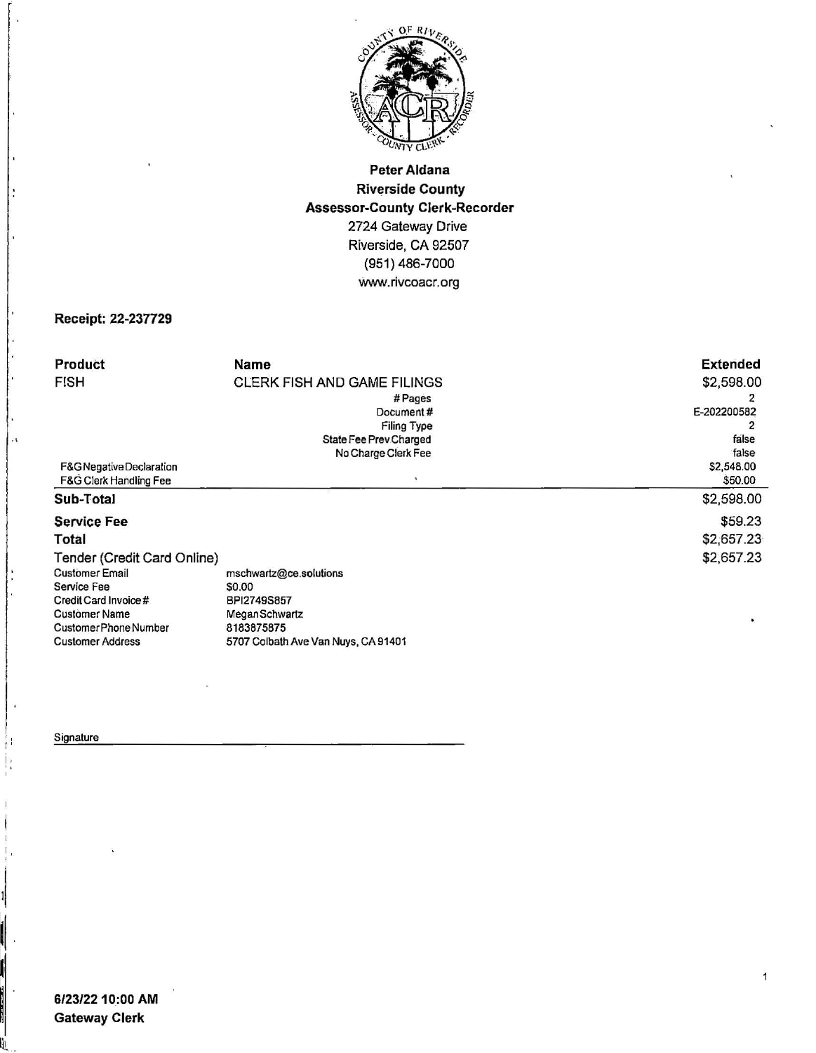**Peter Aldana**
**Riverside County**
**Assessor-County Clerk-Recorder**
2724 Gateway Drive
Riverside, CA 92507
(951) 486-7000
www.rivcoacr.org

**Receipt: 22-237729**

| Product | Name | Extended |
|---|---|---|
| FISH | CLERK FISH AND GAME FILINGS | $2,598.00 |
| | # Pages | 2 |
| | Document # | E-202200582 |
| | Filing Type | 2 |
| | State Fee Prev Charged | false |
| | No Charge Clerk Fee | false |
| F&G Negative Declaration | | $2,548.00 |
| F&G Clerk Handling Fee | | $50.00 |
| **Sub-Total** | | $2,598.00 |
| **Service Fee** | | $59.23 |
| **Total** | | $2,657.23 |
| Tender (Credit Card Online) | | $2,657.23 |

| | |
|---|---|
| Customer Email | mschwartz@ce.solutions |
| Service Fee | $0.00 |
| Credit Card Invoice # | BPI2749S857 |
| Customer Name | MeganSchwartz |
| Customer Phone Number | 8183875875 |
| Customer Address | 5707 Colbath Ave Van Nuys, CA 91401 |

Signature ______________________________

**6/23/22 10:00 AM**
**Gateway Clerk**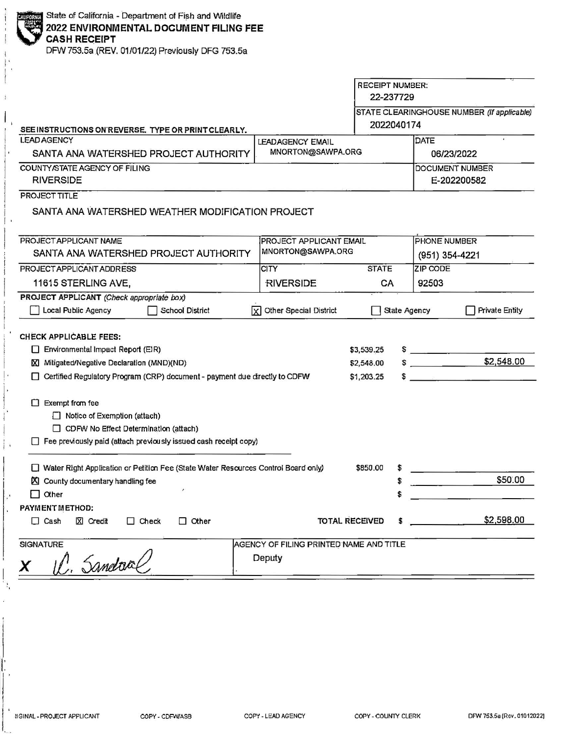State of California - Department of Fish and Wildlife

# 2022 ENVIRONMENTAL DOCUMENT FILING FEE CASH RECEIPT

DFW 753.5a (REV. 01/01/22) Previously DFG 753.5a

| RECEIPT NUMBER: | STATE CLEARINGHOUSE NUMBER (If applicable) |
|---|---|
| 22-237729 | 2022040174 |

SEE INSTRUCTIONS ON REVERSE. TYPE OR PRINT CLEARLY.

| LEAD AGENCY | LEADAGENCY EMAIL | DATE |
|---|---|---|
| SANTA ANA WATERSHED PROJECT AUTHORITY | MNORTON@SAWPA.ORG | 06/23/2022 |

| COUNTY/STATE AGENCY OF FILING | DOCUMENT NUMBER |
|---|---|
| RIVERSIDE | E-202200582 |

PROJECT TITLE

SANTA ANA WATERSHED WEATHER MODIFICATION PROJECT

| PROJECT APPLICANT NAME | PROJECT APPLICANT EMAIL | | PHONE NUMBER |
|---|---|---|---|
| SANTA ANA WATERSHED PROJECT AUTHORITY | MNORTON@SAWPA.ORG | | (951) 354-4221 |
| PROJECT APPLICANT ADDRESS | CITY | STATE | ZIP CODE |
| 11615 STERLING AVE, | RIVERSIDE | CA | 92503 |

**PROJECT APPLICANT** *(Check appropriate box)*

☐ Local Public Agency ☐ School District ☒ Other Special District ☐ State Agency ☐ Private Entity

**CHECK APPLICABLE FEES:**

| | | |
|---|---|---|
| ☐ Environmental Impact Report (EIR) | $3,539.25 | $ |
| ☒ Mitigated/Negative Declaration (MND)(ND) | $2,548.00 | $ $2,548.00 |
| ☐ Certified Regulatory Program (CRP) document - payment due directly to CDFW | $1,203.25 | $ |

☐ Exempt from fee
- ☐ Notice of Exemption (attach)
- ☐ CDFW No Effect Determination (attach)

☐ Fee previously paid (attach previously issued cash receipt copy)

| | | |
|---|---|---|
| ☐ Water Right Application or Petition Fee (State Water Resources Control Board only) | $850.00 | $ |
| ☒ County documentary handling fee | | $ $50.00 |
| ☐ Other | | $ |

**PAYMENT METHOD:**

☐ Cash ☒ Credit ☐ Check ☐ Other

TOTAL RECEIVED $ $2,598.00

| SIGNATURE | AGENCY OF FILING PRINTED NAME AND TITLE |
|---|---|
| X R. Sandoval | Deputy |

ORIGINAL - PROJECT APPLICANT COPY - CDFW/ASB COPY - LEAD AGENCY COPY - COUNTY CLERK DFW 753.5a (Rev. 01012022)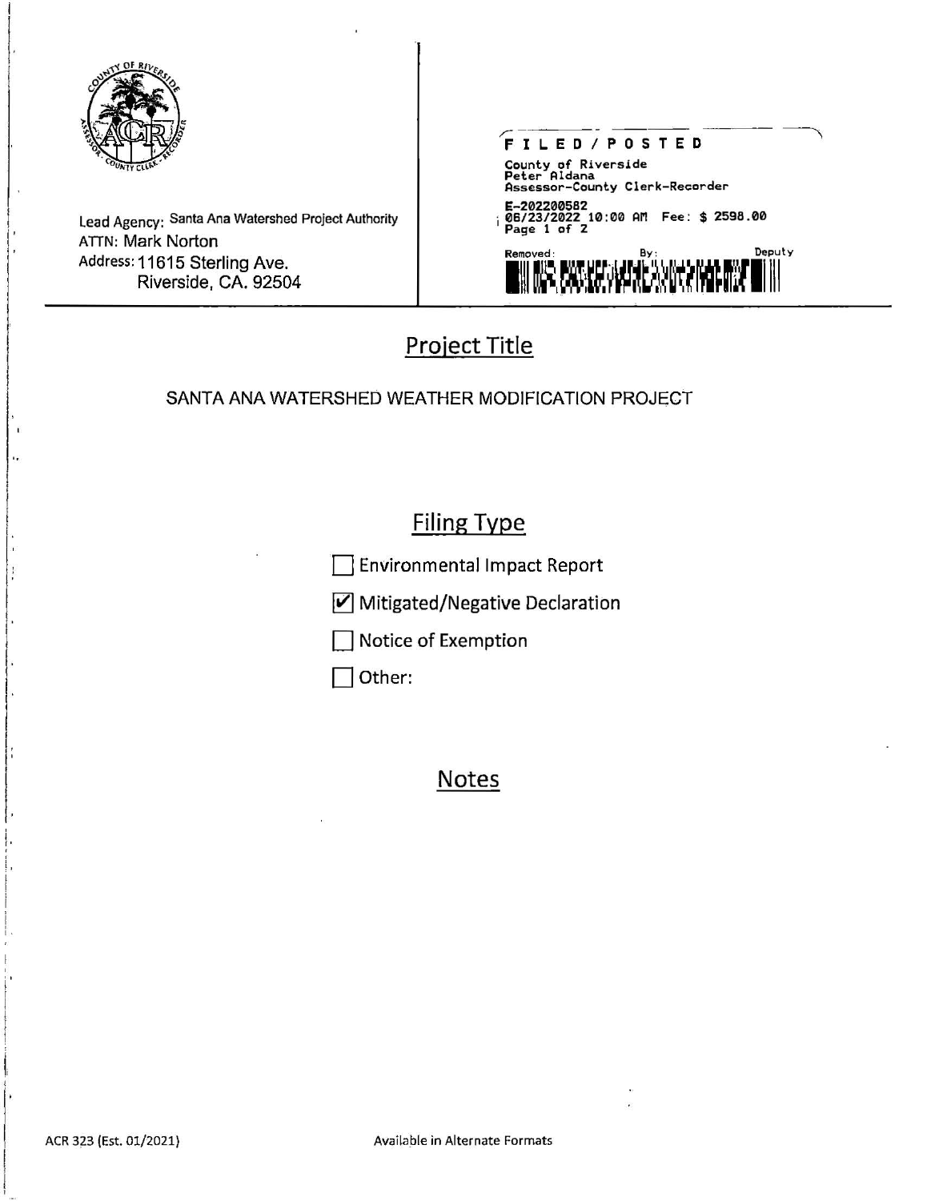Lead Agency: Santa Ana Watershed Project Authority
ATTN: Mark Norton
Address: 11615 Sterling Ave.
Riverside, CA. 92504

FILED / POSTED
County of Riverside
Peter Aldana
Assessor-County Clerk-Recorder
E-202200582
06/23/2022 10:00 AM Fee: $ 2598.00
Page 1 of 2
Removed: By: Deputy

## Project Title

SANTA ANA WATERSHED WEATHER MODIFICATION PROJECT

## Filing Type

- [ ] Environmental Impact Report
- [x] Mitigated/Negative Declaration
- [ ] Notice of Exemption
- [ ] Other:

## Notes

ACR 323 (Est. 01/2021) Available in Alternate Formats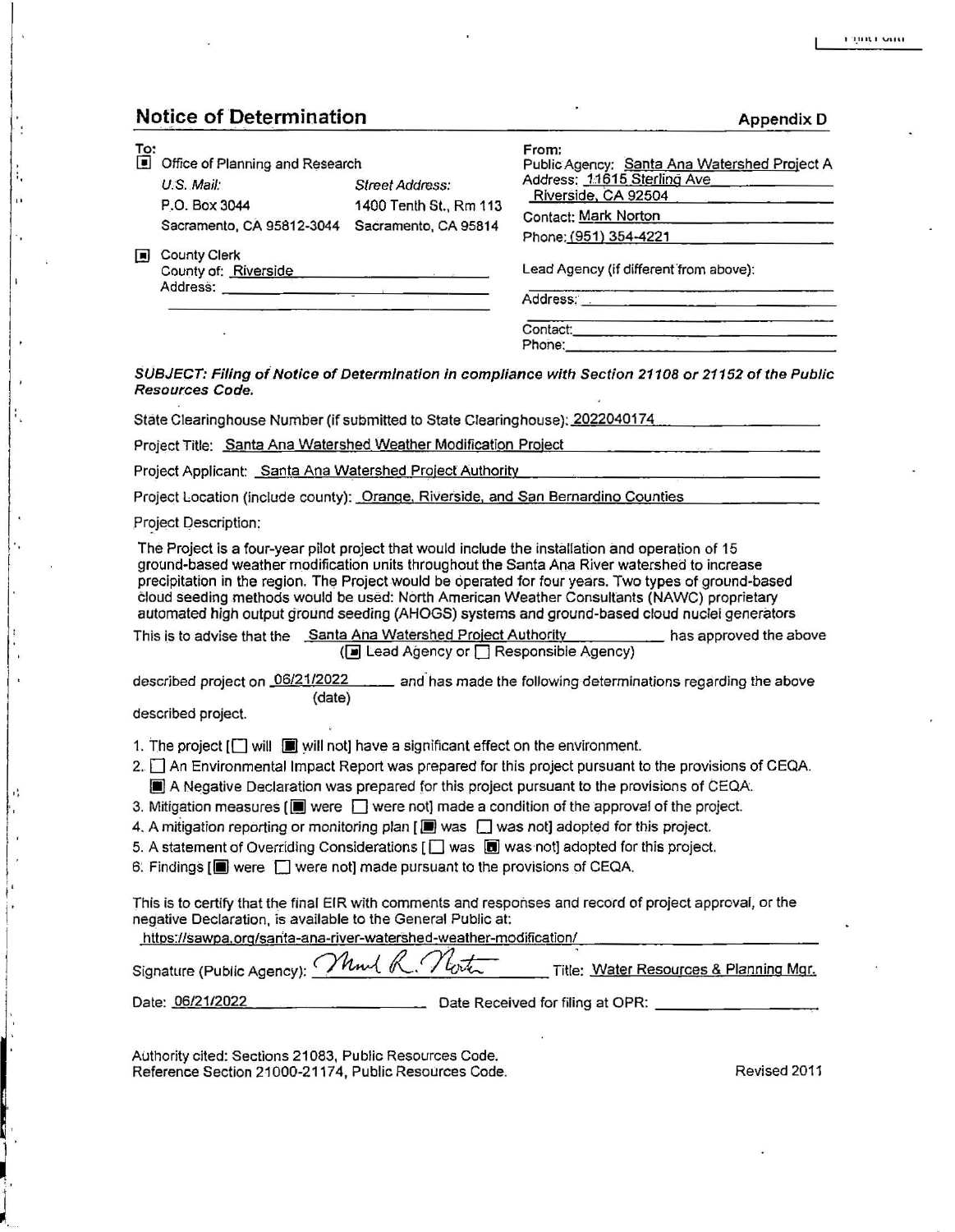## Notice of Determination

**Appendix D**

**To:**

- [■] Office of Planning and Research

| U.S. Mail: | Street Address: |
|---|---|
| P.O. Box 3044 | 1400 Tenth St., Rm 113 |
| Sacramento, CA 95812-3044 | Sacramento, CA 95814 |

- [■] County Clerk
  County of: Riverside
  Address:

**From:**

Public Agency: Santa Ana Watershed Project A
Address: 11615 Sterling Ave
Riverside, CA 92504
Contact: Mark Norton
Phone: (951) 354-4221

Lead Agency (if different from above):

Address:

Contact:
Phone:

***SUBJECT: Filing of Notice of Determination in compliance with Section 21108 or 21152 of the Public Resources Code.***

State Clearinghouse Number (if submitted to State Clearinghouse): 2022040174

Project Title: Santa Ana Watershed Weather Modification Project

Project Applicant: Santa Ana Watershed Project Authority

Project Location (include county): Orange, Riverside, and San Bernardino Counties

Project Description:

The Project is a four-year pilot project that would include the installation and operation of 15 ground-based weather modification units throughout the Santa Ana River watershed to increase precipitation in the region. The Project would be operated for four years. Two types of ground-based cloud seeding methods would be used: North American Weather Consultants (NAWC) proprietary automated high output ground seeding (AHOGS) systems and ground-based cloud nuclei generators

This is to advise that the Santa Ana Watershed Project Authority has approved the above
([■] Lead Agency or [ ] Responsible Agency)

described project on 06/21/2022 (date) and has made the following determinations regarding the above described project.

1. The project [ ] will [■] will not] have a significant effect on the environment.
2. [ ] An Environmental Impact Report was prepared for this project pursuant to the provisions of CEQA.
   [■] A Negative Declaration was prepared for this project pursuant to the provisions of CEQA.
3. Mitigation measures [■] were [ ] were not] made a condition of the approval of the project.
4. A mitigation reporting or monitoring plan [■] was [ ] was not] adopted for this project.
5. A statement of Overriding Considerations [ ] was [■] was not] adopted for this project.
6. Findings [■] were [ ] were not] made pursuant to the provisions of CEQA.

This is to certify that the final EIR with comments and responses and record of project approval, or the negative Declaration, is available to the General Public at:
https://sawpa.org/santa-ana-river-watershed-weather-modification/

Signature (Public Agency): *Mark R. Norton* Title: Water Resources & Planning Mgr.

Date: 06/21/2022 Date Received for filing at OPR:

Authority cited: Sections 21083, Public Resources Code.
Reference Section 21000-21174, Public Resources Code.

Revised 2011